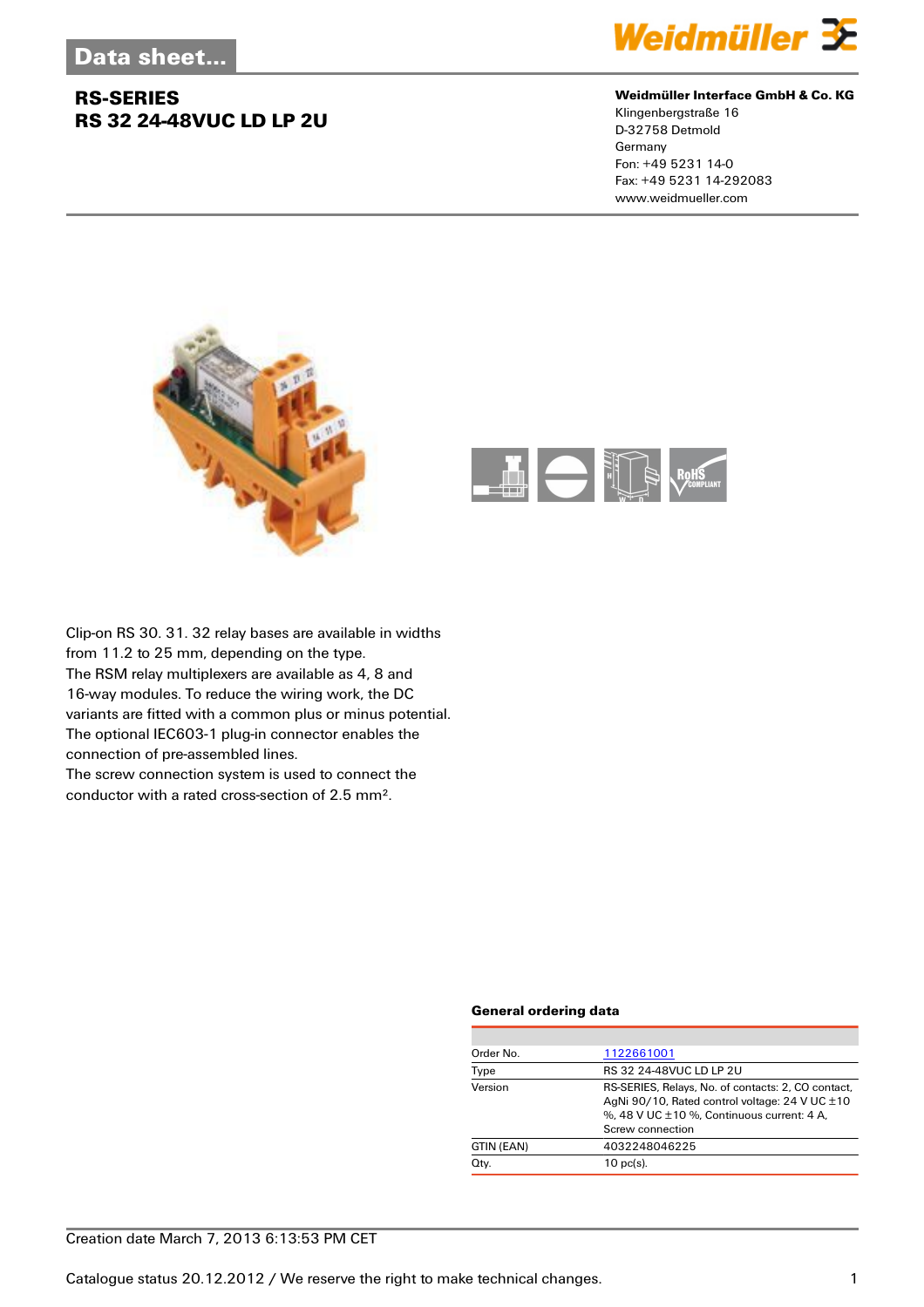# Data sheet...

## RS-SERIES
## RS 32 24-48VUC LD LP 2U

**Weidmüller Interface GmbH & Co. KG**
Klingenbergstraße 16
D-32758 Detmold
Germany
Fon: +49 5231 14-0
Fax: +49 5231 14-292083
www.weidmueller.com

Clip-on RS 30. 31. 32 relay bases are available in widths from 11.2 to 25 mm, depending on the type.
The RSM relay multiplexers are available as 4, 8 and 16-way modules. To reduce the wiring work, the DC variants are fitted with a common plus or minus potential.
The optional IEC603-1 plug-in connector enables the connection of pre-assembled lines.
The screw connection system is used to connect the conductor with a rated cross-section of 2.5 mm².

### General ordering data

| | |
|---|---|
| Order No. | 1122661001 |
| Type | RS 32 24-48VUC LD LP 2U |
| Version | RS-SERIES, Relays, No. of contacts: 2, CO contact, AgNi 90/10, Rated control voltage: 24 V UC ±10 %, 48 V UC ±10 %, Continuous current: 4 A, Screw connection |
| GTIN (EAN) | 4032248046225 |
| Qty. | 10 pc(s). |

Creation date March 7, 2013 6:13:53 PM CET

Catalogue status 20.12.2012 / We reserve the right to make technical changes.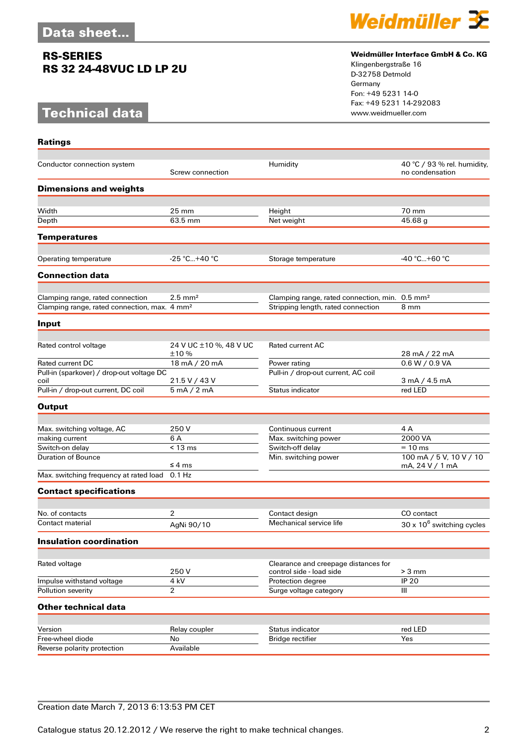# Data sheet...

## RS-SERIES
## RS 32 24-48VUC LD LP 2U

**Weidmüller Interface GmbH & Co. KG**
Klingenbergstraße 16
D-32758 Detmold
Germany
Fon: +49 5231 14-0
Fax: +49 5231 14-292083
www.weidmueller.com

# Technical data

### Ratings

| | | | |
|---|---|---|---|
| Conductor connection system | Screw connection | Humidity | 40 °C / 93 % rel. humidity, no condensation |

### Dimensions and weights

| | | | |
|---|---|---|---|
| Width | 25 mm | Height | 70 mm |
| Depth | 63.5 mm | Net weight | 45.68 g |

### Temperatures

| | | | |
|---|---|---|---|
| Operating temperature | -25 °C...+40 °C | Storage temperature | -40 °C...+60 °C |

### Connection data

| | | | |
|---|---|---|---|
| Clamping range, rated connection | 2.5 mm² | Clamping range, rated connection, min. | 0.5 mm² |
| Clamping range, rated connection, max. | 4 mm² | Stripping length, rated connection | 8 mm |

### Input

| | | | |
|---|---|---|---|
| Rated control voltage | 24 V UC ±10 %, 48 V UC ±10 % | Rated current AC | 28 mA / 22 mA |
| Rated current DC | 18 mA / 20 mA | Power rating | 0.6 W / 0.9 VA |
| Pull-in (sparkover) / drop-out voltage DC coil | 21.5 V / 43 V | Pull-in / drop-out current, AC coil | 3 mA / 4.5 mA |
| Pull-in / drop-out current, DC coil | 5 mA / 2 mA | Status indicator | red LED |

### Output

| | | | |
|---|---|---|---|
| Max. switching voltage, AC | 250 V | Continuous current | 4 A |
| making current | 6 A | Max. switching power | 2000 VA |
| Switch-on delay | < 13 ms | Switch-off delay | = 10 ms |
| Duration of Bounce | ≤ 4 ms | Min. switching power | 100 mA / 5 V, 10 V / 10 mA, 24 V / 1 mA |
| Max. switching frequency at rated load | 0.1 Hz | | |

### Contact specifications

| | | | |
|---|---|---|---|
| No. of contacts | 2 | Contact design | CO contact |
| Contact material | AgNi 90/10 | Mechanical service life | 30 x $10^6$ switching cycles |

### Insulation coordination

| | | | |
|---|---|---|---|
| Rated voltage | 250 V | Clearance and creepage distances for control side - load side | > 3 mm |
| Impulse withstand voltage | 4 kV | Protection degree | IP 20 |
| Pollution severity | 2 | Surge voltage category | III |

### Other technical data

| | | | |
|---|---|---|---|
| Version | Relay coupler | Status indicator | red LED |
| Free-wheel diode | No | Bridge rectifier | Yes |
| Reverse polarity protection | Available | | |

Creation date March 7, 2013 6:13:53 PM CET

Catalogue status 20.12.2012 / We reserve the right to make technical changes.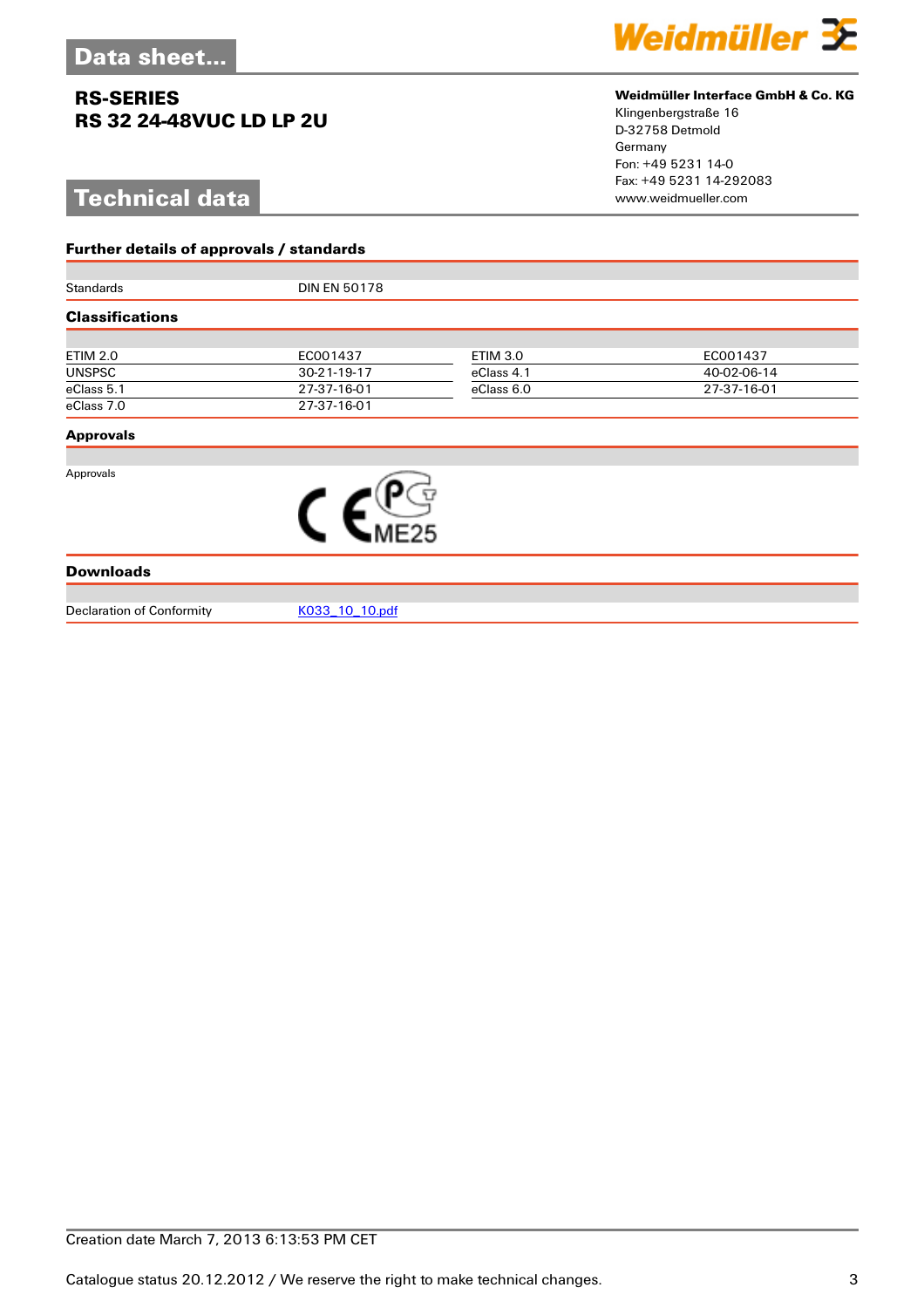# Data sheet...

## RS-SERIES
## RS 32 24-48VUC LD LP 2U

**Weidmüller Interface GmbH & Co. KG**
Klingenbergstraße 16
D-32758 Detmold
Germany
Fon: +49 5231 14-0
Fax: +49 5231 14-292083
www.weidmueller.com

# Technical data

### Further details of approvals / standards

| | |
|---|---|
| Standards | DIN EN 50178 |

### Classifications

| | | | |
|---|---|---|---|
| ETIM 2.0 | EC001437 | ETIM 3.0 | EC001437 |
| UNSPSC | 30-21-19-17 | eClass 4.1 | 40-02-06-14 |
| eClass 5.1 | 27-37-16-01 | eClass 6.0 | 27-37-16-01 |
| eClass 7.0 | 27-37-16-01 | | |

### Approvals

Approvals

CE ME25

### Downloads

| | |
|---|---|
| Declaration of Conformity | K033_10_10.pdf |

Creation date March 7, 2013 6:13:53 PM CET

Catalogue status 20.12.2012 / We reserve the right to make technical changes.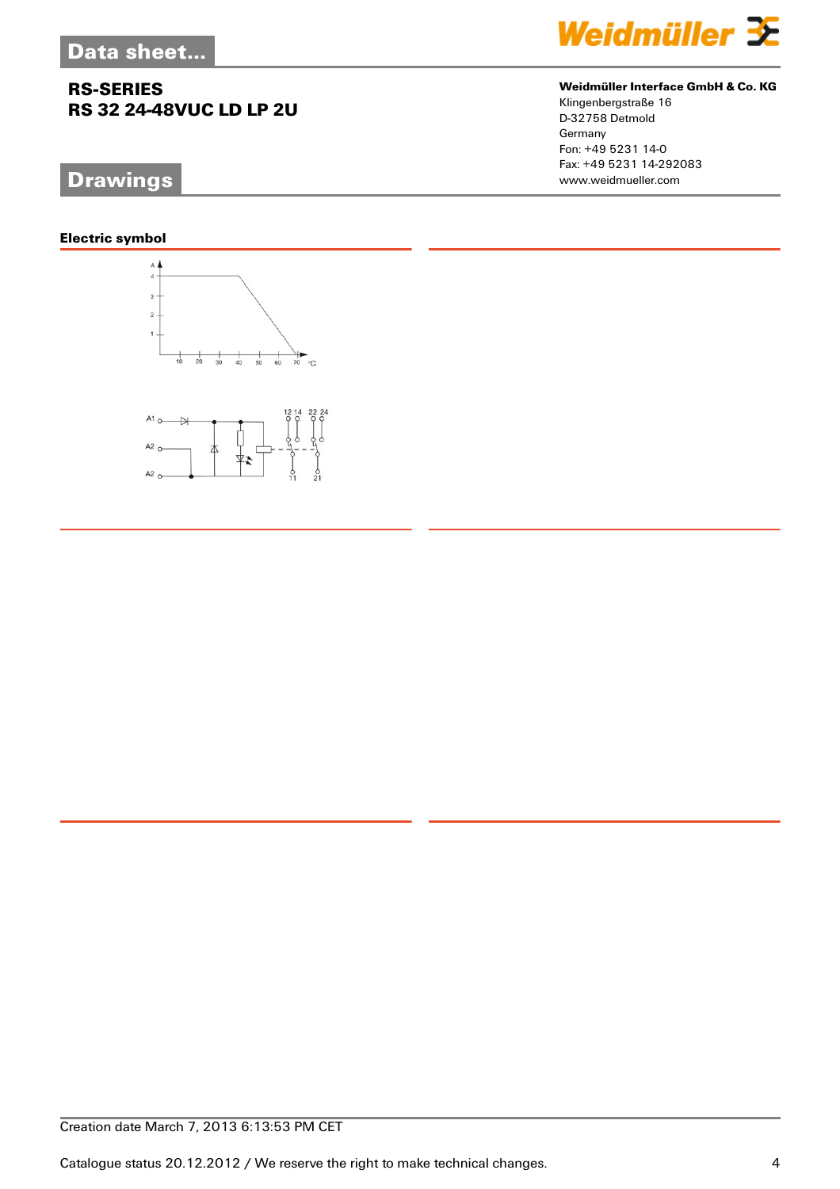# Data sheet...

## RS-SERIES
## RS 32 24-48VUC LD LP 2U

**Weidmüller Interface GmbH & Co. KG**
Klingenbergstraße 16
D-32758 Detmold
Germany
Fon: +49 5231 14-0
Fax: +49 5231 14-292083
www.weidmueller.com

# Drawings

### Electric symbol

A
4
3
2
1
10 20 30 40 50 60 70 °C

A1
A2
A2
12 14 22 24
11 21

Creation date March 7, 2013 6:13:53 PM CET

Catalogue status 20.12.2012 / We reserve the right to make technical changes.